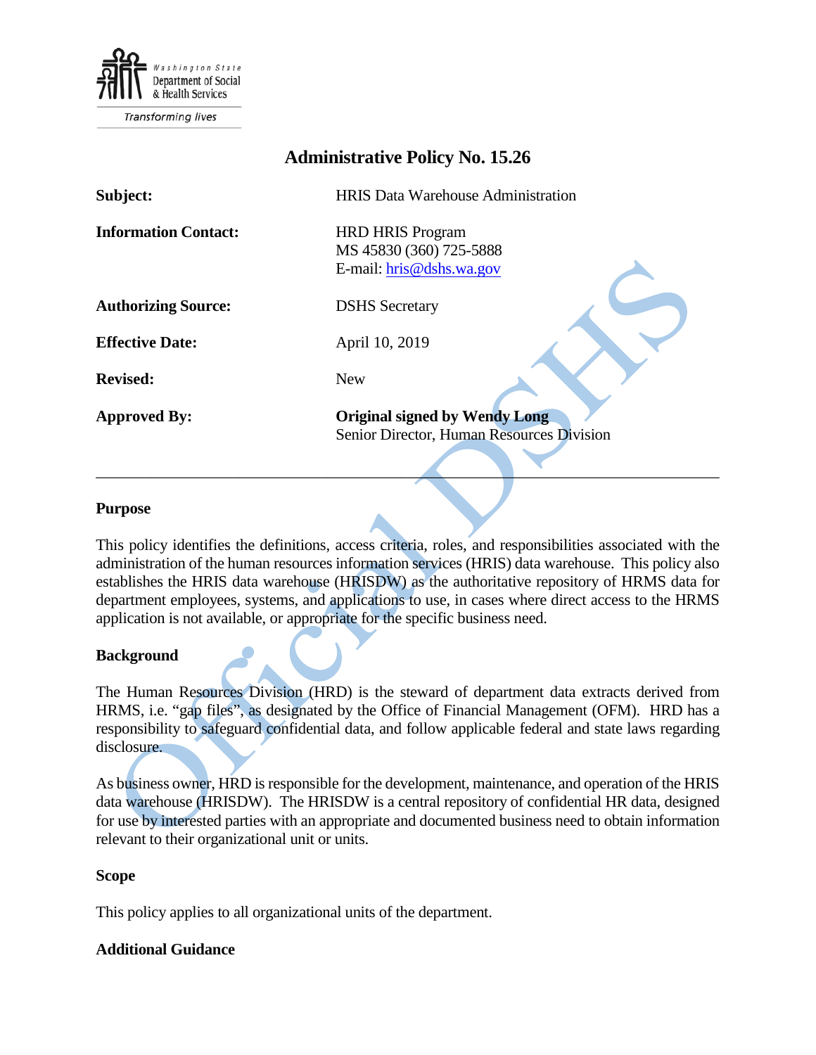Washington State Department of Social & Health Services

Transforming lives

# Administrative Policy No. 15.26

| | |
|---|---|
| **Subject:** | HRIS Data Warehouse Administration |
| **Information Contact:** | HRD HRIS Program<br>MS 45830 (360) 725-5888<br>E-mail: hris@dshs.wa.gov |
| **Authorizing Source:** | DSHS Secretary |
| **Effective Date:** | April 10, 2019 |
| **Revised:** | New |
| **Approved By:** | **Original signed by Wendy Long**<br>Senior Director, Human Resources Division |

---

## Purpose

This policy identifies the definitions, access criteria, roles, and responsibilities associated with the administration of the human resources information services (HRIS) data warehouse. This policy also establishes the HRIS data warehouse (HRISDW) as the authoritative repository of HRMS data for department employees, systems, and applications to use, in cases where direct access to the HRMS application is not available, or appropriate for the specific business need.

## Background

The Human Resources Division (HRD) is the steward of department data extracts derived from HRMS, i.e. "gap files", as designated by the Office of Financial Management (OFM). HRD has a responsibility to safeguard confidential data, and follow applicable federal and state laws regarding disclosure.

As business owner, HRD is responsible for the development, maintenance, and operation of the HRIS data warehouse (HRISDW). The HRISDW is a central repository of confidential HR data, designed for use by interested parties with an appropriate and documented business need to obtain information relevant to their organizational unit or units.

## Scope

This policy applies to all organizational units of the department.

## Additional Guidance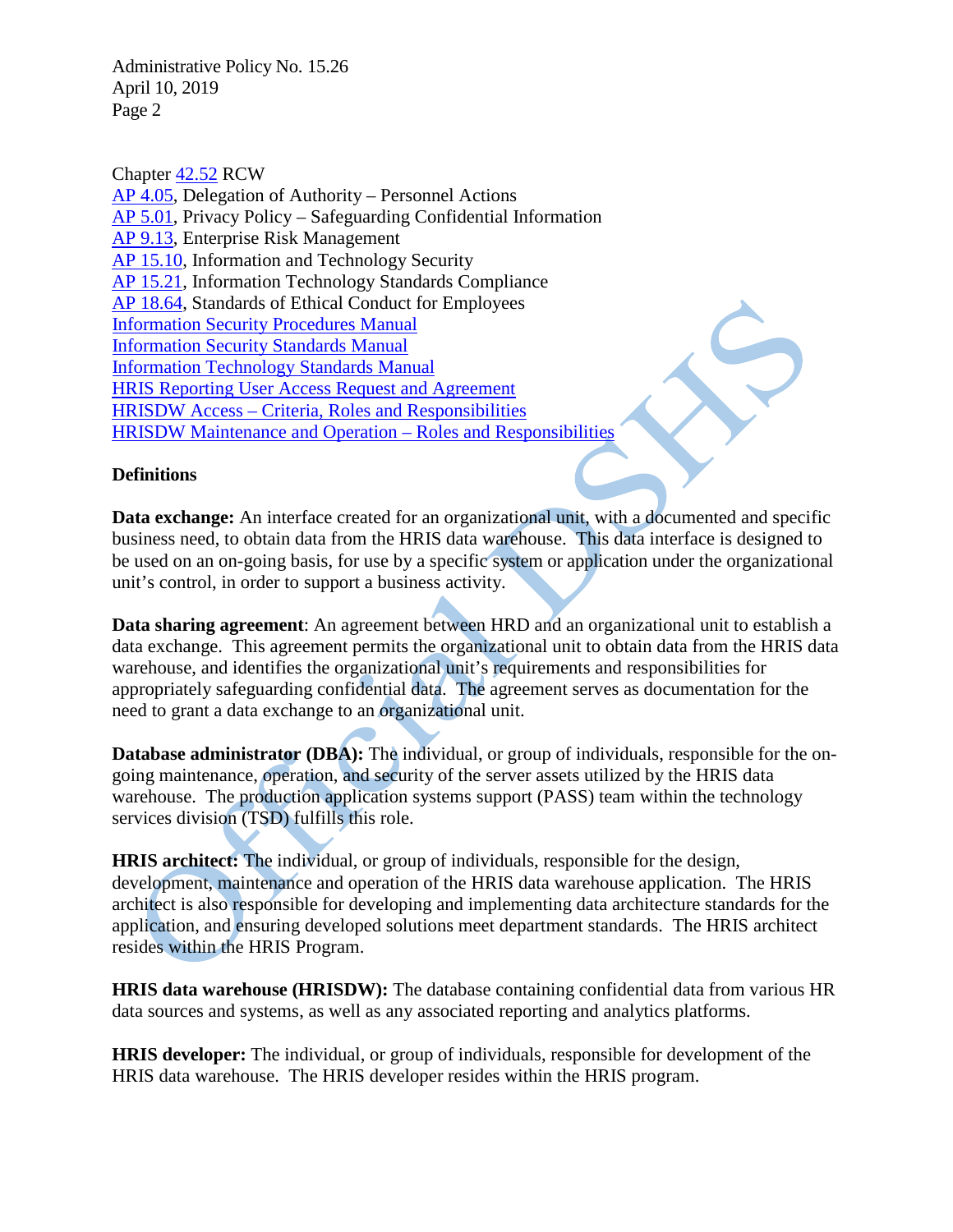Chapter 42.52 RCW
AP 4.05, Delegation of Authority – Personnel Actions
AP 5.01, Privacy Policy – Safeguarding Confidential Information
AP 9.13, Enterprise Risk Management
AP 15.10, Information and Technology Security
AP 15.21, Information Technology Standards Compliance
AP 18.64, Standards of Ethical Conduct for Employees
Information Security Procedures Manual
Information Security Standards Manual
Information Technology Standards Manual
HRIS Reporting User Access Request and Agreement
HRISDW Access – Criteria, Roles and Responsibilities
HRISDW Maintenance and Operation – Roles and Responsibilities

**Definitions**

**Data exchange:** An interface created for an organizational unit, with a documented and specific business need, to obtain data from the HRIS data warehouse. This data interface is designed to be used on an on-going basis, for use by a specific system or application under the organizational unit's control, in order to support a business activity.

**Data sharing agreement**: An agreement between HRD and an organizational unit to establish a data exchange. This agreement permits the organizational unit to obtain data from the HRIS data warehouse, and identifies the organizational unit's requirements and responsibilities for appropriately safeguarding confidential data. The agreement serves as documentation for the need to grant a data exchange to an organizational unit.

**Database administrator (DBA):** The individual, or group of individuals, responsible for the on-going maintenance, operation, and security of the server assets utilized by the HRIS data warehouse. The production application systems support (PASS) team within the technology services division (TSD) fulfills this role.

**HRIS architect:** The individual, or group of individuals, responsible for the design, development, maintenance and operation of the HRIS data warehouse application. The HRIS architect is also responsible for developing and implementing data architecture standards for the application, and ensuring developed solutions meet department standards. The HRIS architect resides within the HRIS Program.

**HRIS data warehouse (HRISDW):** The database containing confidential data from various HR data sources and systems, as well as any associated reporting and analytics platforms.

**HRIS developer:** The individual, or group of individuals, responsible for development of the HRIS data warehouse. The HRIS developer resides within the HRIS program.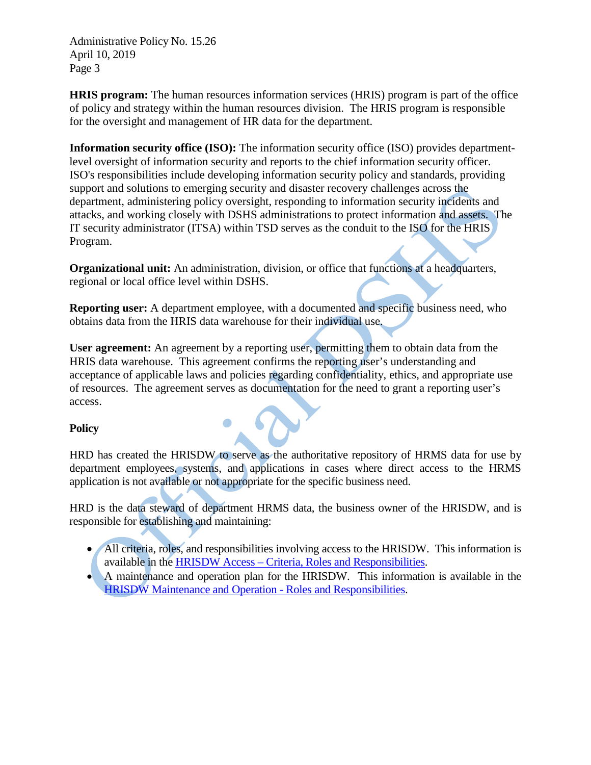**HRIS program:** The human resources information services (HRIS) program is part of the office of policy and strategy within the human resources division. The HRIS program is responsible for the oversight and management of HR data for the department.

**Information security office (ISO):** The information security office (ISO) provides department-level oversight of information security and reports to the chief information security officer. ISO's responsibilities include developing information security policy and standards, providing support and solutions to emerging security and disaster recovery challenges across the department, administering policy oversight, responding to information security incidents and attacks, and working closely with DSHS administrations to protect information and assets. The IT security administrator (ITSA) within TSD serves as the conduit to the ISO for the HRIS Program.

**Organizational unit:** An administration, division, or office that functions at a headquarters, regional or local office level within DSHS.

**Reporting user:** A department employee, with a documented and specific business need, who obtains data from the HRIS data warehouse for their individual use.

**User agreement:** An agreement by a reporting user, permitting them to obtain data from the HRIS data warehouse. This agreement confirms the reporting user's understanding and acceptance of applicable laws and policies regarding confidentiality, ethics, and appropriate use of resources. The agreement serves as documentation for the need to grant a reporting user's access.

## Policy

HRD has created the HRISDW to serve as the authoritative repository of HRMS data for use by department employees, systems, and applications in cases where direct access to the HRMS application is not available or not appropriate for the specific business need.

HRD is the data steward of department HRMS data, the business owner of the HRISDW, and is responsible for establishing and maintaining:

- All criteria, roles, and responsibilities involving access to the HRISDW. This information is available in the HRISDW Access – Criteria, Roles and Responsibilities.
- A maintenance and operation plan for the HRISDW. This information is available in the HRISDW Maintenance and Operation - Roles and Responsibilities.